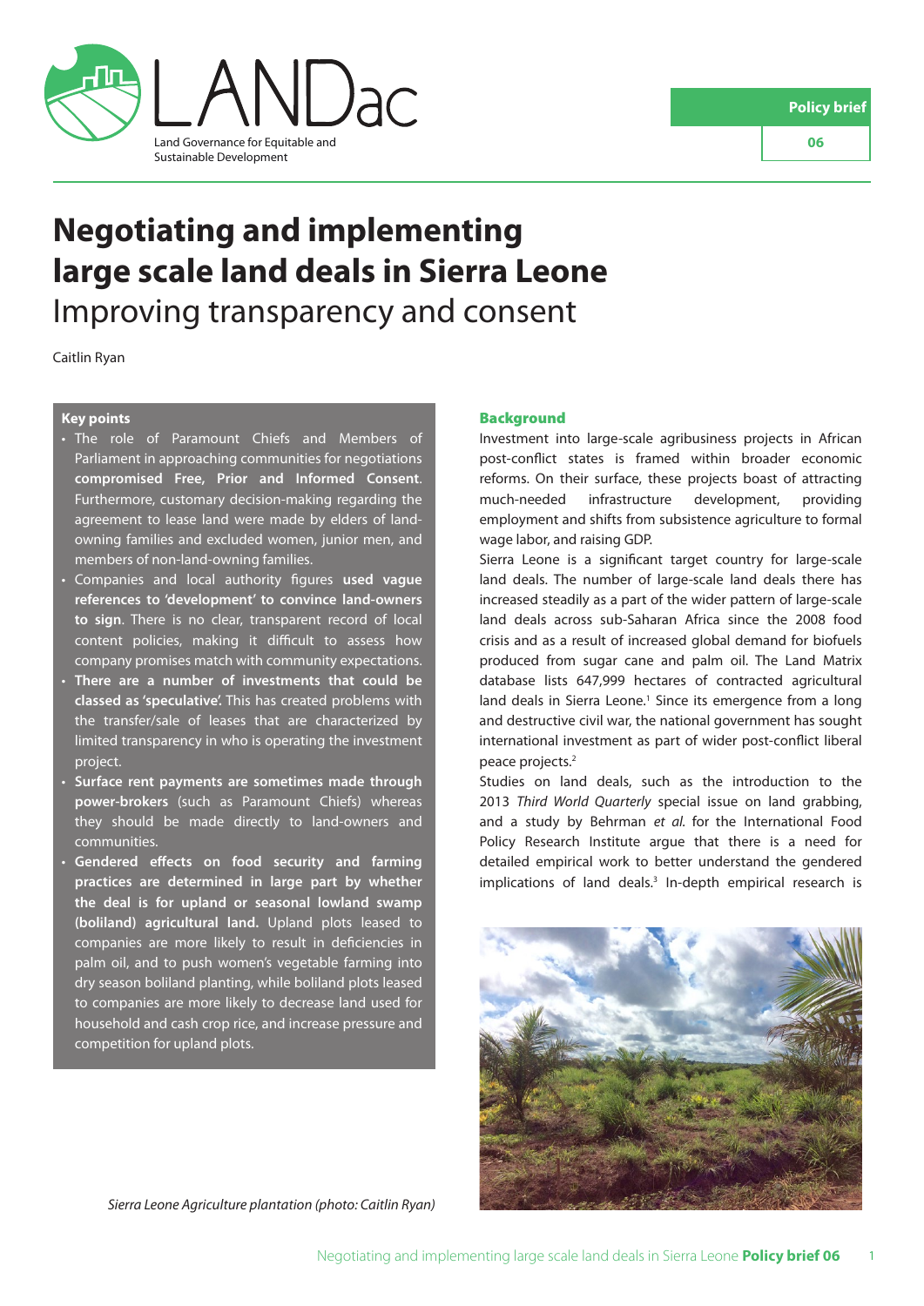LANDac

Land Governance for Equitable and Sustainable Development

Policy brief 06

# Negotiating and implementing large scale land deals in Sierra Leone

## Improving transparency and consent

Caitlin Ryan

### Key points

- The role of Paramount Chiefs and Members of Parliament in approaching communities for negotiations **compromised Free, Prior and Informed Consent**. Furthermore, customary decision-making regarding the agreement to lease land were made by elders of land-owning families and excluded women, junior men, and members of non-land-owning families.
- Companies and local authority figures **used vague references to 'development' to convince land-owners to sign**. There is no clear, transparent record of local content policies, making it difficult to assess how company promises match with community expectations.
- **There are a number of investments that could be classed as 'speculative'.** This has created problems with the transfer/sale of leases that are characterized by limited transparency in who is operating the investment project.
- **Surface rent payments are sometimes made through power-brokers** (such as Paramount Chiefs) whereas they should be made directly to land-owners and communities.
- **Gendered effects on food security and farming practices are determined in large part by whether the deal is for upland or seasonal lowland swamp (boliland) agricultural land.** Upland plots leased to companies are more likely to result in deficiencies in palm oil, and to push women's vegetable farming into dry season boliland planting, while boliland plots leased to companies are more likely to decrease land used for household and cash crop rice, and increase pressure and competition for upland plots.

### Background

Investment into large-scale agribusiness projects in African post-conflict states is framed within broader economic reforms. On their surface, these projects boast of attracting much-needed infrastructure development, providing employment and shifts from subsistence agriculture to formal wage labor, and raising GDP.

Sierra Leone is a significant target country for large-scale land deals. The number of large-scale land deals there has increased steadily as a part of the wider pattern of large-scale land deals across sub-Saharan Africa since the 2008 food crisis and as a result of increased global demand for biofuels produced from sugar cane and palm oil. The Land Matrix database lists 647,999 hectares of contracted agricultural land deals in Sierra Leone.[1] Since its emergence from a long and destructive civil war, the national government has sought international investment as part of wider post-conflict liberal peace projects.[2]

Studies on land deals, such as the introduction to the 2013 *Third World Quarterly* special issue on land grabbing, and a study by Behrman *et al.* for the International Food Policy Research Institute argue that there is a need for detailed empirical work to better understand the gendered implications of land deals.[3] In-depth empirical research is

*Sierra Leone Agriculture plantation (photo: Caitlin Ryan)*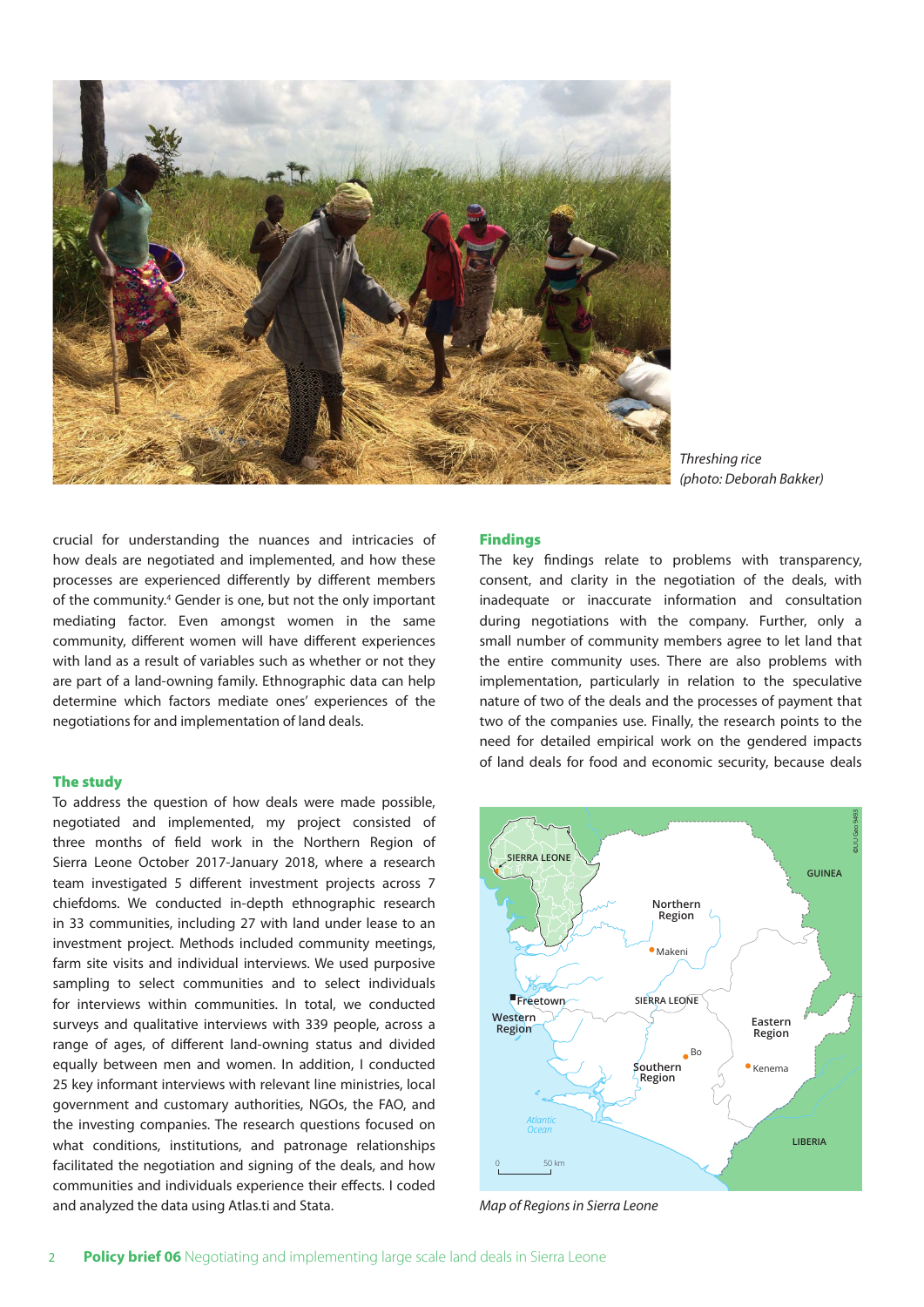Threshing rice
(photo: Deborah Bakker)

crucial for understanding the nuances and intricacies of how deals are negotiated and implemented, and how these processes are experienced differently by different members of the community.[4] Gender is one, but not the only important mediating factor. Even amongst women in the same community, different women will have different experiences with land as a result of variables such as whether or not they are part of a land-owning family. Ethnographic data can help determine which factors mediate ones' experiences of the negotiations for and implementation of land deals.

## The study

To address the question of how deals were made possible, negotiated and implemented, my project consisted of three months of field work in the Northern Region of Sierra Leone October 2017-January 2018, where a research team investigated 5 different investment projects across 7 chiefdoms. We conducted in-depth ethnographic research in 33 communities, including 27 with land under lease to an investment project. Methods included community meetings, farm site visits and individual interviews. We used purposive sampling to select communities and to select individuals for interviews within communities. In total, we conducted surveys and qualitative interviews with 339 people, across a range of ages, of different land-owning status and divided equally between men and women. In addition, I conducted 25 key informant interviews with relevant line ministries, local government and customary authorities, NGOs, the FAO, and the investing companies. The research questions focused on what conditions, institutions, and patronage relationships facilitated the negotiation and signing of the deals, and how communities and individuals experience their effects. I coded and analyzed the data using Atlas.ti and Stata.

## Findings

The key findings relate to problems with transparency, consent, and clarity in the negotiation of the deals, with inadequate or inaccurate information and consultation during negotiations with the company. Further, only a small number of community members agree to let land that the entire community uses. There are also problems with implementation, particularly in relation to the speculative nature of two of the deals and the processes of payment that two of the companies use. Finally, the research points to the need for detailed empirical work on the gendered impacts of land deals for food and economic security, because deals

Map of Regions in Sierra Leone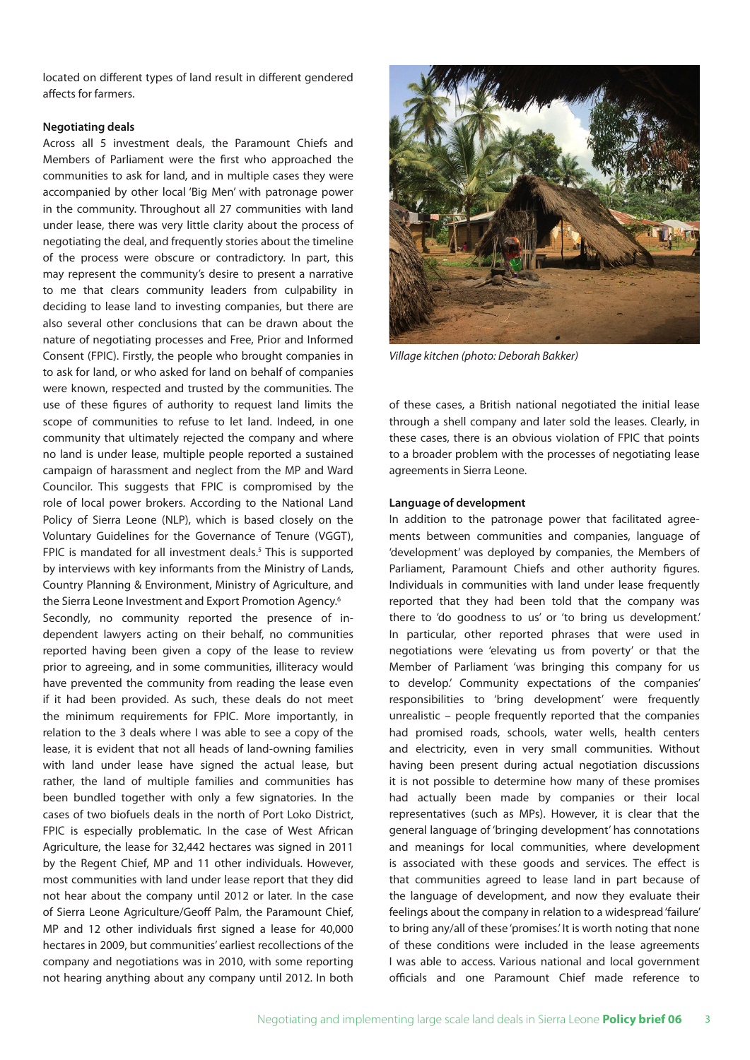located on different types of land result in different gendered affects for farmers.

**Negotiating deals**

Across all 5 investment deals, the Paramount Chiefs and Members of Parliament were the first who approached the communities to ask for land, and in multiple cases they were accompanied by other local 'Big Men' with patronage power in the community. Throughout all 27 communities with land under lease, there was very little clarity about the process of negotiating the deal, and frequently stories about the timeline of the process were obscure or contradictory. In part, this may represent the community's desire to present a narrative to me that clears community leaders from culpability in deciding to lease land to investing companies, but there are also several other conclusions that can be drawn about the nature of negotiating processes and Free, Prior and Informed Consent (FPIC). Firstly, the people who brought companies in to ask for land, or who asked for land on behalf of companies were known, respected and trusted by the communities. The use of these figures of authority to request land limits the scope of communities to refuse to let land. Indeed, in one community that ultimately rejected the company and where no land is under lease, multiple people reported a sustained campaign of harassment and neglect from the MP and Ward Councilor. This suggests that FPIC is compromised by the role of local power brokers. According to the National Land Policy of Sierra Leone (NLP), which is based closely on the Voluntary Guidelines for the Governance of Tenure (VGGT), FPIC is mandated for all investment deals.[5] This is supported by interviews with key informants from the Ministry of Lands, Country Planning & Environment, Ministry of Agriculture, and the Sierra Leone Investment and Export Promotion Agency.[6] Secondly, no community reported the presence of independent lawyers acting on their behalf, no communities reported having been given a copy of the lease to review prior to agreeing, and in some communities, illiteracy would have prevented the community from reading the lease even if it had been provided. As such, these deals do not meet the minimum requirements for FPIC. More importantly, in relation to the 3 deals where I was able to see a copy of the lease, it is evident that not all heads of land-owning families with land under lease have signed the actual lease, but rather, the land of multiple families and communities has been bundled together with only a few signatories. In the cases of two biofuels deals in the north of Port Loko District, FPIC is especially problematic. In the case of West African Agriculture, the lease for 32,442 hectares was signed in 2011 by the Regent Chief, MP and 11 other individuals. However, most communities with land under lease report that they did not hear about the company until 2012 or later. In the case of Sierra Leone Agriculture/Geoff Palm, the Paramount Chief, MP and 12 other individuals first signed a lease for 40,000 hectares in 2009, but communities' earliest recollections of the company and negotiations was in 2010, with some reporting not hearing anything about any company until 2012. In both of these cases, a British national negotiated the initial lease through a shell company and later sold the leases. Clearly, in these cases, there is an obvious violation of FPIC that points to a broader problem with the processes of negotiating lease agreements in Sierra Leone.

*Village kitchen (photo: Deborah Bakker)*

**Language of development**

In addition to the patronage power that facilitated agreements between communities and companies, language of 'development' was deployed by companies, the Members of Parliament, Paramount Chiefs and other authority figures. Individuals in communities with land under lease frequently reported that they had been told that the company was there to 'do goodness to us' or 'to bring us development.' In particular, other reported phrases that were used in negotiations were 'elevating us from poverty' or that the Member of Parliament 'was bringing this company for us to develop.' Community expectations of the companies' responsibilities to 'bring development' were frequently unrealistic – people frequently reported that the companies had promised roads, schools, water wells, health centers and electricity, even in very small communities. Without having been present during actual negotiation discussions it is not possible to determine how many of these promises had actually been made by companies or their local representatives (such as MPs). However, it is clear that the general language of 'bringing development' has connotations and meanings for local communities, where development is associated with these goods and services. The effect is that communities agreed to lease land in part because of the language of development, and now they evaluate their feelings about the company in relation to a widespread 'failure' to bring any/all of these 'promises.' It is worth noting that none of these conditions were included in the lease agreements I was able to access. Various national and local government officials and one Paramount Chief made reference to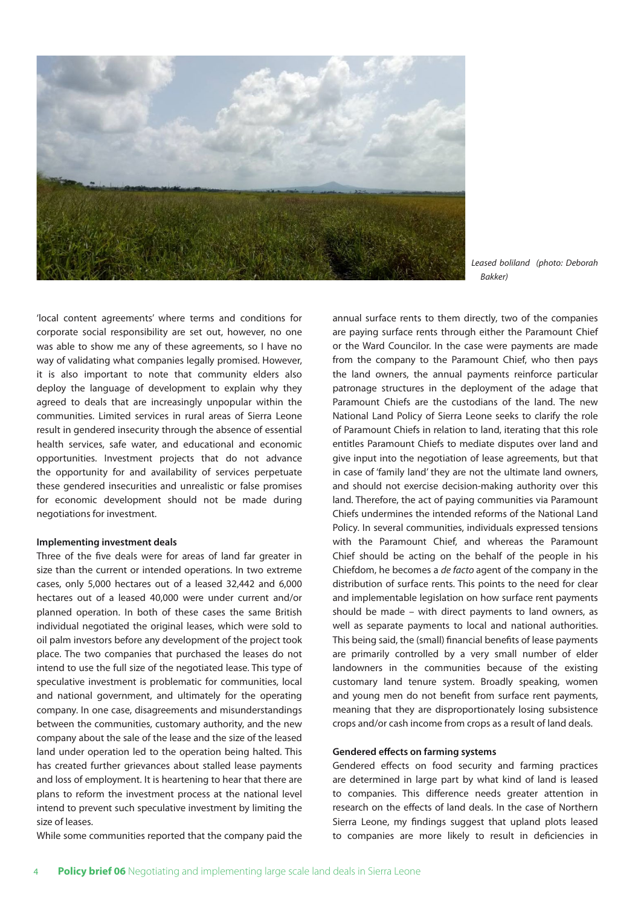*Leased boliland (photo: Deborah Bakker)*

'local content agreements' where terms and conditions for corporate social responsibility are set out, however, no one was able to show me any of these agreements, so I have no way of validating what companies legally promised. However, it is also important to note that community elders also deploy the language of development to explain why they agreed to deals that are increasingly unpopular within the communities. Limited services in rural areas of Sierra Leone result in gendered insecurity through the absence of essential health services, safe water, and educational and economic opportunities. Investment projects that do not advance the opportunity for and availability of services perpetuate these gendered insecurities and unrealistic or false promises for economic development should not be made during negotiations for investment.

**Implementing investment deals**

Three of the five deals were for areas of land far greater in size than the current or intended operations. In two extreme cases, only 5,000 hectares out of a leased 32,442 and 6,000 hectares out of a leased 40,000 were under current and/or planned operation. In both of these cases the same British individual negotiated the original leases, which were sold to oil palm investors before any development of the project took place. The two companies that purchased the leases do not intend to use the full size of the negotiated lease. This type of speculative investment is problematic for communities, local and national government, and ultimately for the operating company. In one case, disagreements and misunderstandings between the communities, customary authority, and the new company about the sale of the lease and the size of the leased land under operation led to the operation being halted. This has created further grievances about stalled lease payments and loss of employment. It is heartening to hear that there are plans to reform the investment process at the national level intend to prevent such speculative investment by limiting the size of leases.

While some communities reported that the company paid the annual surface rents to them directly, two of the companies are paying surface rents through either the Paramount Chief or the Ward Councilor. In the case were payments are made from the company to the Paramount Chief, who then pays the land owners, the annual payments reinforce particular patronage structures in the deployment of the adage that Paramount Chiefs are the custodians of the land. The new National Land Policy of Sierra Leone seeks to clarify the role of Paramount Chiefs in relation to land, iterating that this role entitles Paramount Chiefs to mediate disputes over land and give input into the negotiation of lease agreements, but that in case of 'family land' they are not the ultimate land owners, and should not exercise decision-making authority over this land. Therefore, the act of paying communities via Paramount Chiefs undermines the intended reforms of the National Land Policy. In several communities, individuals expressed tensions with the Paramount Chief, and whereas the Paramount Chief should be acting on the behalf of the people in his Chiefdom, he becomes a *de facto* agent of the company in the distribution of surface rents. This points to the need for clear and implementable legislation on how surface rent payments should be made – with direct payments to land owners, as well as separate payments to local and national authorities. This being said, the (small) financial benefits of lease payments are primarily controlled by a very small number of elder landowners in the communities because of the existing customary land tenure system. Broadly speaking, women and young men do not benefit from surface rent payments, meaning that they are disproportionately losing subsistence crops and/or cash income from crops as a result of land deals.

**Gendered effects on farming systems**

Gendered effects on food security and farming practices are determined in large part by what kind of land is leased to companies. This difference needs greater attention in research on the effects of land deals. In the case of Northern Sierra Leone, my findings suggest that upland plots leased to companies are more likely to result in deficiencies in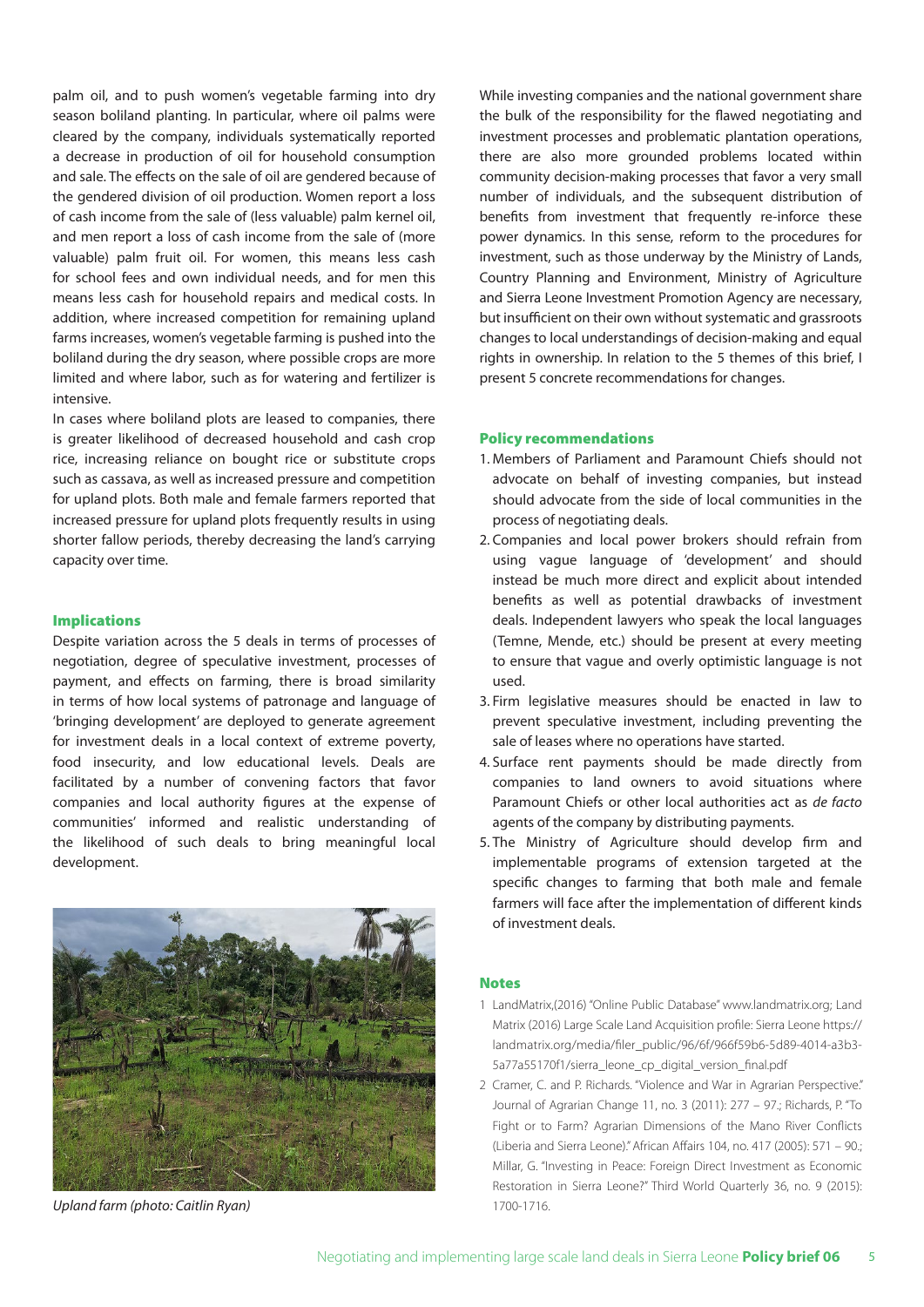palm oil, and to push women's vegetable farming into dry season boliland planting. In particular, where oil palms were cleared by the company, individuals systematically reported a decrease in production of oil for household consumption and sale. The effects on the sale of oil are gendered because of the gendered division of oil production. Women report a loss of cash income from the sale of (less valuable) palm kernel oil, and men report a loss of cash income from the sale of (more valuable) palm fruit oil. For women, this means less cash for school fees and own individual needs, and for men this means less cash for household repairs and medical costs. In addition, where increased competition for remaining upland farms increases, women's vegetable farming is pushed into the boliland during the dry season, where possible crops are more limited and where labor, such as for watering and fertilizer is intensive.

In cases where boliland plots are leased to companies, there is greater likelihood of decreased household and cash crop rice, increasing reliance on bought rice or substitute crops such as cassava, as well as increased pressure and competition for upland plots. Both male and female farmers reported that increased pressure for upland plots frequently results in using shorter fallow periods, thereby decreasing the land's carrying capacity over time.

## Implications

Despite variation across the 5 deals in terms of processes of negotiation, degree of speculative investment, processes of payment, and effects on farming, there is broad similarity in terms of how local systems of patronage and language of 'bringing development' are deployed to generate agreement for investment deals in a local context of extreme poverty, food insecurity, and low educational levels. Deals are facilitated by a number of convening factors that favor companies and local authority figures at the expense of communities' informed and realistic understanding of the likelihood of such deals to bring meaningful local development.

*Upland farm (photo: Caitlin Ryan)*

While investing companies and the national government share the bulk of the responsibility for the flawed negotiating and investment processes and problematic plantation operations, there are also more grounded problems located within community decision-making processes that favor a very small number of individuals, and the subsequent distribution of benefits from investment that frequently re-inforce these power dynamics. In this sense, reform to the procedures for investment, such as those underway by the Ministry of Lands, Country Planning and Environment, Ministry of Agriculture and Sierra Leone Investment Promotion Agency are necessary, but insufficient on their own without systematic and grassroots changes to local understandings of decision-making and equal rights in ownership. In relation to the 5 themes of this brief, I present 5 concrete recommendations for changes.

## Policy recommendations

1. Members of Parliament and Paramount Chiefs should not advocate on behalf of investing companies, but instead should advocate from the side of local communities in the process of negotiating deals.
2. Companies and local power brokers should refrain from using vague language of 'development' and should instead be much more direct and explicit about intended benefits as well as potential drawbacks of investment deals. Independent lawyers who speak the local languages (Temne, Mende, etc.) should be present at every meeting to ensure that vague and overly optimistic language is not used.
3. Firm legislative measures should be enacted in law to prevent speculative investment, including preventing the sale of leases where no operations have started.
4. Surface rent payments should be made directly from companies to land owners to avoid situations where Paramount Chiefs or other local authorities act as *de facto* agents of the company by distributing payments.
5. The Ministry of Agriculture should develop firm and implementable programs of extension targeted at the specific changes to farming that both male and female farmers will face after the implementation of different kinds of investment deals.

## Notes

1 LandMatrix,(2016) "Online Public Database" www.landmatrix.org; Land Matrix (2016) Large Scale Land Acquisition profile: Sierra Leone https://landmatrix.org/media/filer_public/96/6f/966f59b6-5d89-4014-a3b3-5a77a55170f1/sierra_leone_cp_digital_version_final.pdf

2 Cramer, C. and P. Richards. "Violence and War in Agrarian Perspective." Journal of Agrarian Change 11, no. 3 (2011): 277 – 97.; Richards, P. "To Fight or to Farm? Agrarian Dimensions of the Mano River Conflicts (Liberia and Sierra Leone)." African Affairs 104, no. 417 (2005): 571 – 90.; Millar, G. "Investing in Peace: Foreign Direct Investment as Economic Restoration in Sierra Leone?" Third World Quarterly 36, no. 9 (2015): 1700-1716.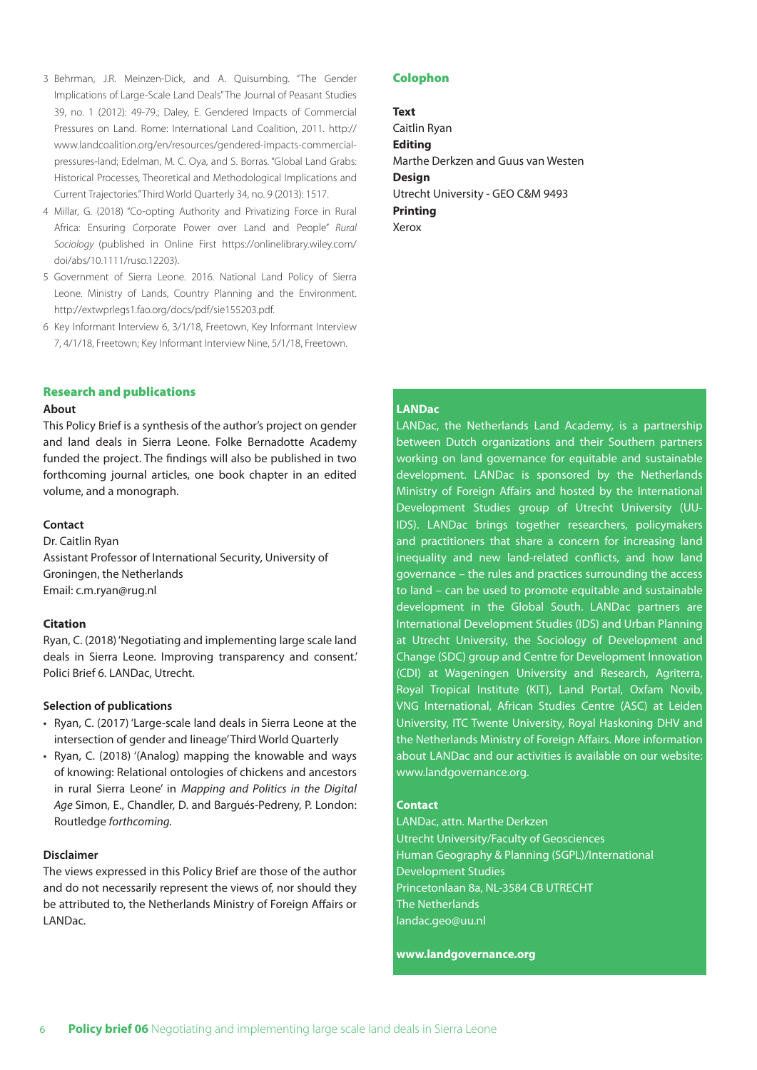3 Behrman, J.R. Meinzen-Dick, and A. Quisumbing. "The Gender Implications of Large-Scale Land Deals" The Journal of Peasant Studies 39, no. 1 (2012): 49-79.; Daley, E. Gendered Impacts of Commercial Pressures on Land. Rome: International Land Coalition, 2011. http://www.landcoalition.org/en/resources/gendered-impacts-commercial-pressures-land; Edelman, M. C. Oya, and S. Borras. "Global Land Grabs: Historical Processes, Theoretical and Methodological Implications and Current Trajectories." Third World Quarterly 34, no. 9 (2013): 1517.

4 Millar, G. (2018) "Co-opting Authority and Privatizing Force in Rural Africa: Ensuring Corporate Power over Land and People" *Rural Sociology* (published in Online First https://onlinelibrary.wiley.com/doi/abs/10.1111/ruso.12203).

5 Government of Sierra Leone. 2016. National Land Policy of Sierra Leone. Ministry of Lands, Country Planning and the Environment. http://extwprlegs1.fao.org/docs/pdf/sie155203.pdf.

6 Key Informant Interview 6, 3/1/18, Freetown, Key Informant Interview 7, 4/1/18, Freetown; Key Informant Interview Nine, 5/1/18, Freetown.

## Research and publications

### About

This Policy Brief is a synthesis of the author's project on gender and land deals in Sierra Leone. Folke Bernadotte Academy funded the project. The findings will also be published in two forthcoming journal articles, one book chapter in an edited volume, and a monograph.

### Contact

Dr. Caitlin Ryan
Assistant Professor of International Security, University of Groningen, the Netherlands
Email: c.m.ryan@rug.nl

### Citation

Ryan, C. (2018) 'Negotiating and implementing large scale land deals in Sierra Leone. Improving transparency and consent.' Polici Brief 6. LANDac, Utrecht.

### Selection of publications

- Ryan, C. (2017) 'Large-scale land deals in Sierra Leone at the intersection of gender and lineage' Third World Quarterly
- Ryan, C. (2018) '(Analog) mapping the knowable and ways of knowing: Relational ontologies of chickens and ancestors in rural Sierra Leone' in *Mapping and Politics in the Digital Age* Simon, E., Chandler, D. and Bargués-Pedreny, P. London: Routledge *forthcoming.*

### Disclaimer

The views expressed in this Policy Brief are those of the author and do not necessarily represent the views of, nor should they be attributed to, the Netherlands Ministry of Foreign Affairs or LANDac.

## Colophon

**Text**
Caitlin Ryan
**Editing**
Marthe Derkzen and Guus van Westen
**Design**
Utrecht University - GEO C&M 9493
**Printing**
Xerox

## LANDac

LANDac, the Netherlands Land Academy, is a partnership between Dutch organizations and their Southern partners working on land governance for equitable and sustainable development. LANDac is sponsored by the Netherlands Ministry of Foreign Affairs and hosted by the International Development Studies group of Utrecht University (UU-IDS). LANDac brings together researchers, policymakers and practitioners that share a concern for increasing land inequality and new land-related conflicts, and how land governance – the rules and practices surrounding the access to land – can be used to promote equitable and sustainable development in the Global South. LANDac partners are International Development Studies (IDS) and Urban Planning at Utrecht University, the Sociology of Development and Change (SDC) group and Centre for Development Innovation (CDI) at Wageningen University and Research, Agriterra, Royal Tropical Institute (KIT), Land Portal, Oxfam Novib, VNG International, African Studies Centre (ASC) at Leiden University, ITC Twente University, Royal Haskoning DHV and the Netherlands Ministry of Foreign Affairs. More information about LANDac and our activities is available on our website: www.landgovernance.org.

### Contact

LANDac, attn. Marthe Derkzen
Utrecht University/Faculty of Geosciences
Human Geography & Planning (SGPL)/International Development Studies
Princetonlaan 8a, NL-3584 CB UTRECHT
The Netherlands
landac.geo@uu.nl

**www.landgovernance.org**